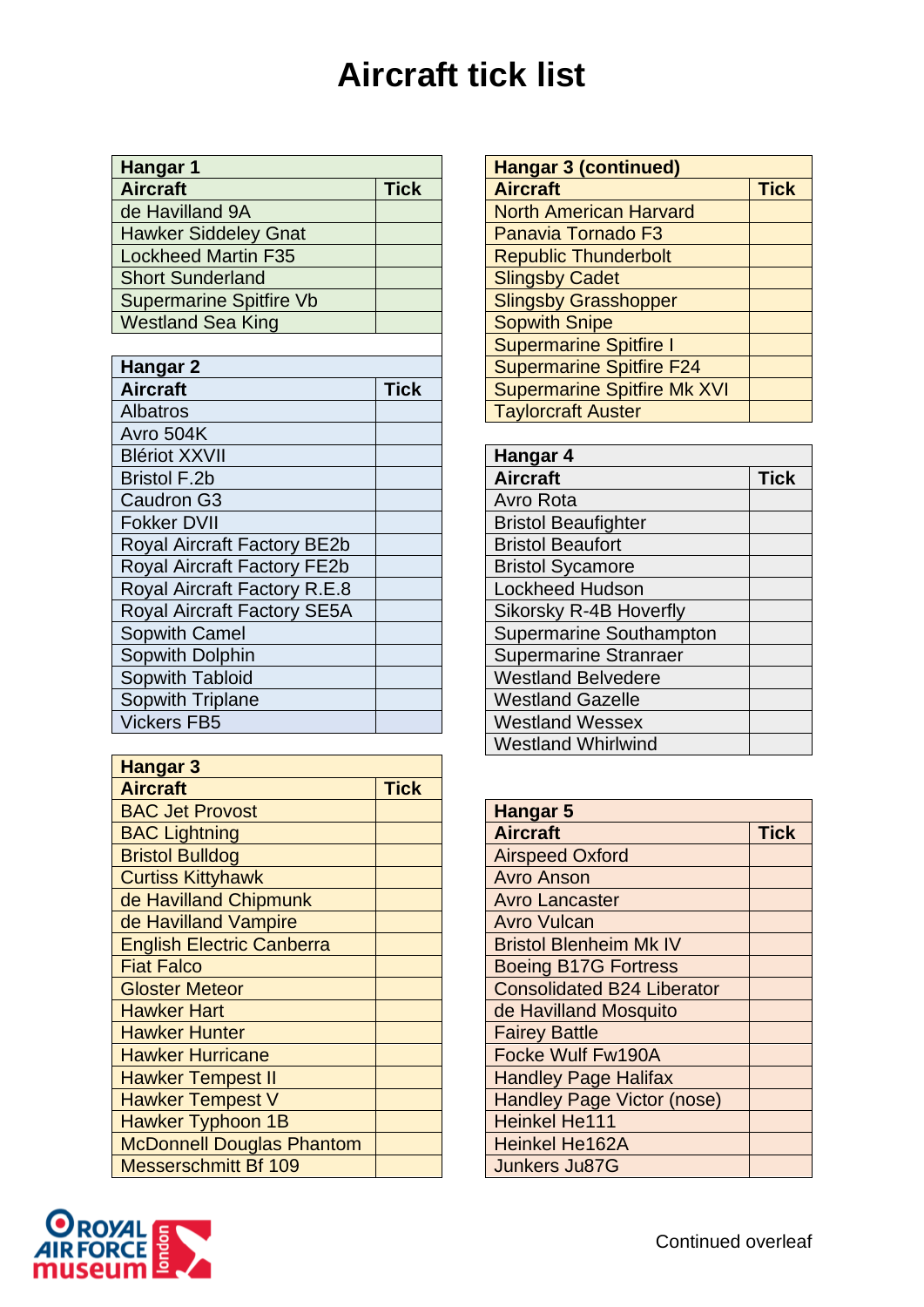# Aircraft tick list

**Hangar 1**

| Aircraft | Tick |
|---|---|
| de Havilland 9A | |
| Hawker Siddeley Gnat | |
| Lockheed Martin F35 | |
| Short Sunderland | |
| Supermarine Spitfire Vb | |
| Westland Sea King | |

**Hangar 2**

| Aircraft | Tick |
|---|---|
| Albatros | |
| Avro 504K | |
| Blériot XXVII | |
| Bristol F.2b | |
| Caudron G3 | |
| Fokker DVII | |
| Royal Aircraft Factory BE2b | |
| Royal Aircraft Factory FE2b | |
| Royal Aircraft Factory R.E.8 | |
| Royal Aircraft Factory SE5A | |
| Sopwith Camel | |
| Sopwith Dolphin | |
| Sopwith Tabloid | |
| Sopwith Triplane | |
| Vickers FB5 | |

**Hangar 3**

| Aircraft | Tick |
|---|---|
| BAC Jet Provost | |
| BAC Lightning | |
| Bristol Bulldog | |
| Curtiss Kittyhawk | |
| de Havilland Chipmunk | |
| de Havilland Vampire | |
| English Electric Canberra | |
| Fiat Falco | |
| Gloster Meteor | |
| Hawker Hart | |
| Hawker Hunter | |
| Hawker Hurricane | |
| Hawker Tempest II | |
| Hawker Tempest V | |
| Hawker Typhoon 1B | |
| McDonnell Douglas Phantom | |
| Messerschmitt Bf 109 | |

**Hangar 3 (continued)**

| Aircraft | Tick |
|---|---|
| North American Harvard | |
| Panavia Tornado F3 | |
| Republic Thunderbolt | |
| Slingsby Cadet | |
| Slingsby Grasshopper | |
| Sopwith Snipe | |
| Supermarine Spitfire I | |
| Supermarine Spitfire F24 | |
| Supermarine Spitfire Mk XVI | |
| Taylorcraft Auster | |

**Hangar 4**

| Aircraft | Tick |
|---|---|
| Avro Rota | |
| Bristol Beaufighter | |
| Bristol Beaufort | |
| Bristol Sycamore | |
| Lockheed Hudson | |
| Sikorsky R-4B Hoverfly | |
| Supermarine Southampton | |
| Supermarine Stranraer | |
| Westland Belvedere | |
| Westland Gazelle | |
| Westland Wessex | |
| Westland Whirlwind | |

**Hangar 5**

| Aircraft | Tick |
|---|---|
| Airspeed Oxford | |
| Avro Anson | |
| Avro Lancaster | |
| Avro Vulcan | |
| Bristol Blenheim Mk IV | |
| Boeing B17G Fortress | |
| Consolidated B24 Liberator | |
| de Havilland Mosquito | |
| Fairey Battle | |
| Focke Wulf Fw190A | |
| Handley Page Halifax | |
| Handley Page Victor (nose) | |
| Heinkel He111 | |
| Heinkel He162A | |
| Junkers Ju87G | |

ROYAL AIR FORCE museum london

Continued overleaf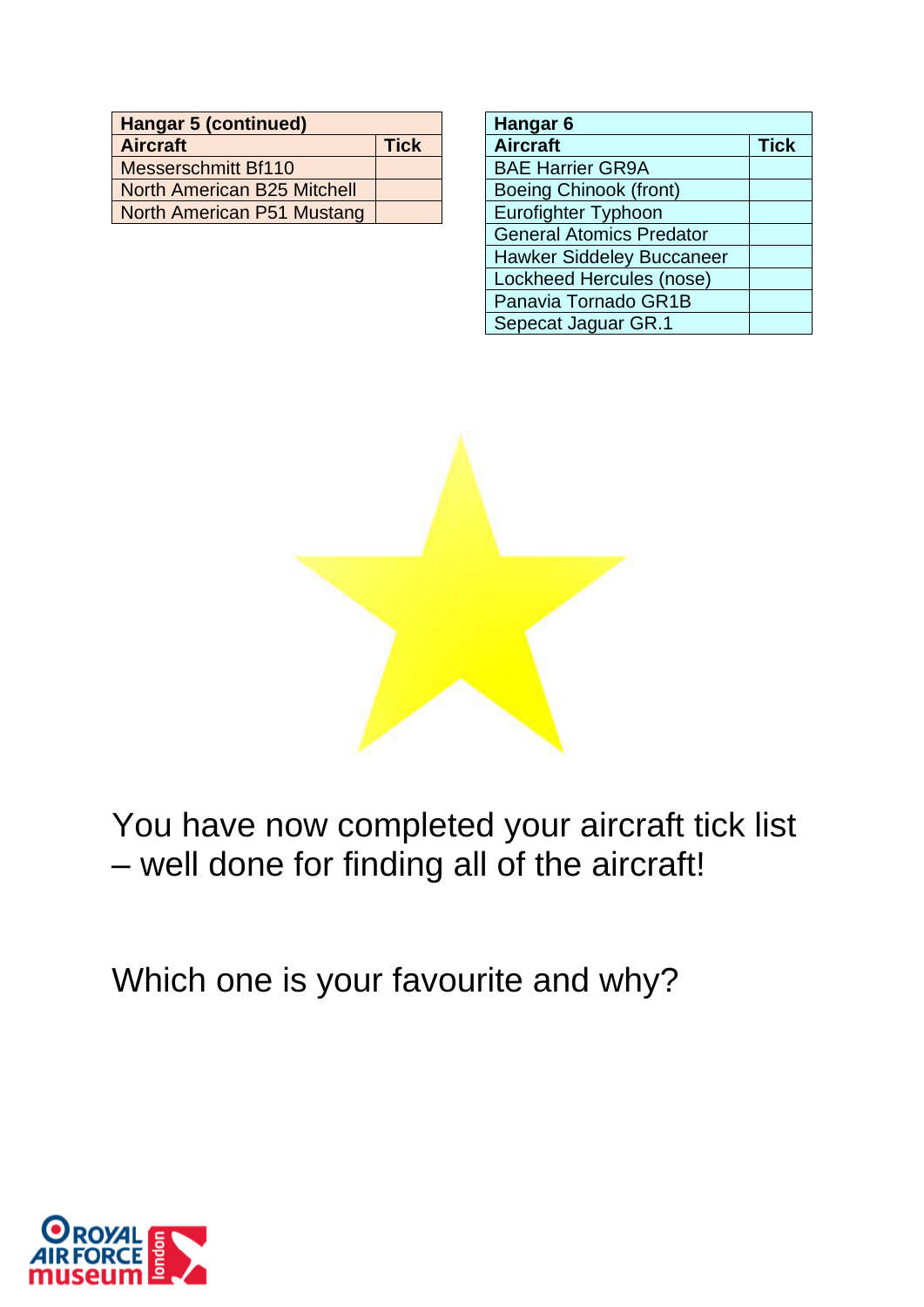| Hangar 5 (continued) | |
| --- | --- |
| **Aircraft** | **Tick** |
| Messerschmitt Bf110 | |
| North American B25 Mitchell | |
| North American P51 Mustang | |

| Hangar 6 | |
| --- | --- |
| **Aircraft** | **Tick** |
| BAE Harrier GR9A | |
| Boeing Chinook (front) | |
| Eurofighter Typhoon | |
| General Atomics Predator | |
| Hawker Siddeley Buccaneer | |
| Lockheed Hercules (nose) | |
| Panavia Tornado GR1B | |
| Sepecat Jaguar GR.1 | |

You have now completed your aircraft tick list – well done for finding all of the aircraft!

Which one is your favourite and why?

ROYAL AIR FORCE museum london